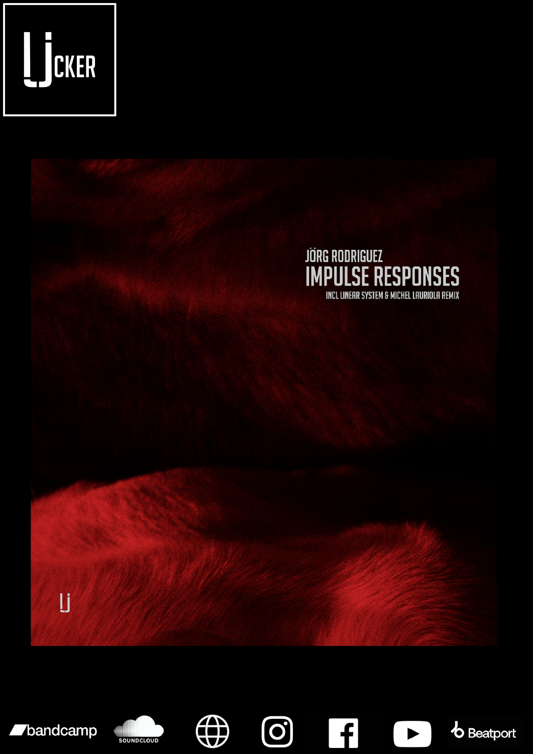LJCKER

JÖRG RODRIGUEZ

# IMPULSE RESPONSES

INCL LINEAR SYSTEM & MICHEL LAURIOLA REMIX

bandcamp SOUNDCLOUD Beatport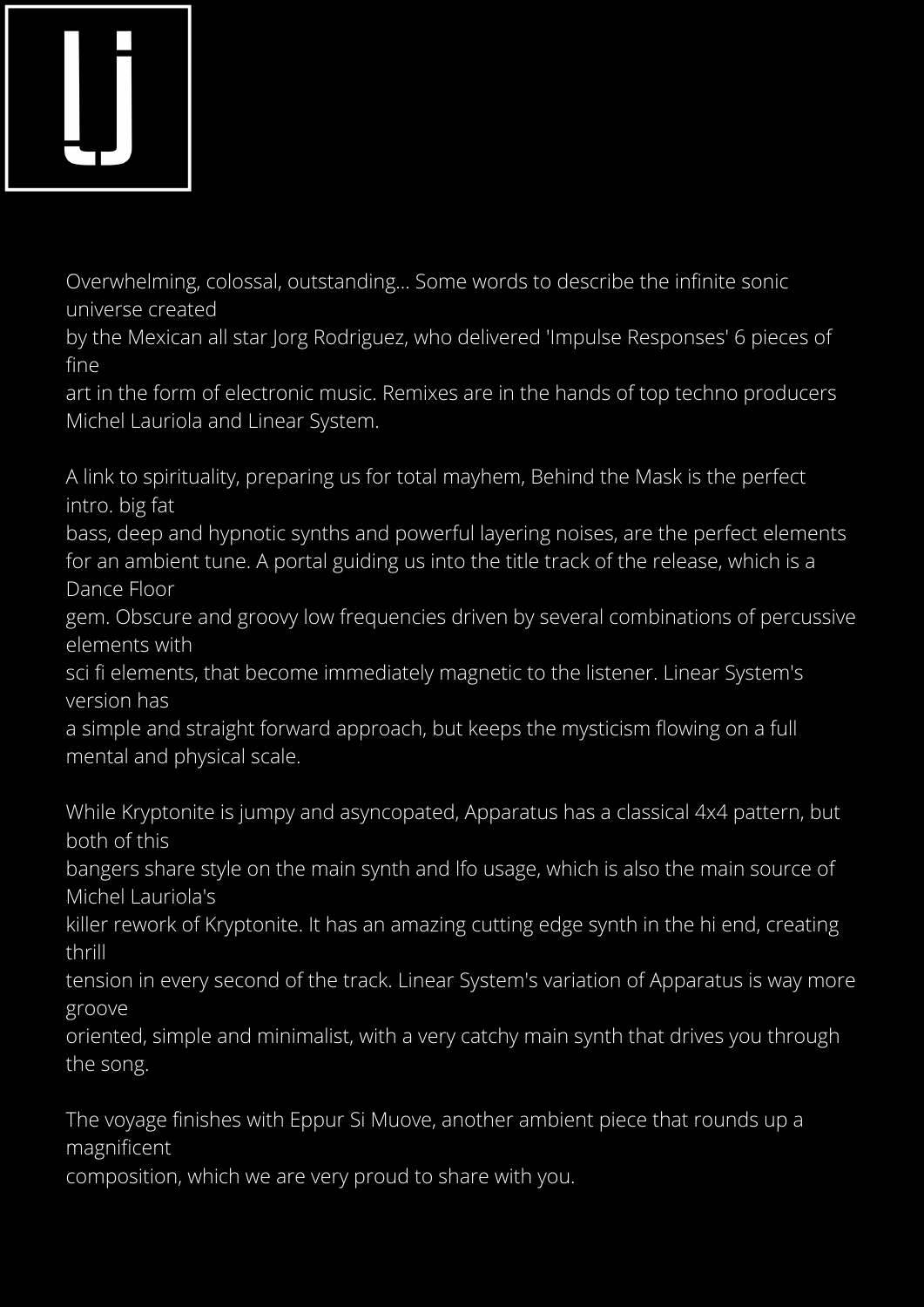Lj

Overwhelming, colossal, outstanding... Some words to describe the infinite sonic universe created by the Mexican all star Jorg Rodriguez, who delivered 'Impulse Responses' 6 pieces of fine art in the form of electronic music. Remixes are in the hands of top techno producers Michel Lauriola and Linear System.

A link to spirituality, preparing us for total mayhem, Behind the Mask is the perfect intro. big fat bass, deep and hypnotic synths and powerful layering noises, are the perfect elements for an ambient tune. A portal guiding us into the title track of the release, which is a Dance Floor gem. Obscure and groovy low frequencies driven by several combinations of percussive elements with sci fi elements, that become immediately magnetic to the listener. Linear System's version has a simple and straight forward approach, but keeps the mysticism flowing on a full mental and physical scale.

While Kryptonite is jumpy and asyncopated, Apparatus has a classical 4x4 pattern, but both of this bangers share style on the main synth and lfo usage, which is also the main source of Michel Lauriola's killer rework of Kryptonite. It has an amazing cutting edge synth in the hi end, creating thrill tension in every second of the track. Linear System's variation of Apparatus is way more groove oriented, simple and minimalist, with a very catchy main synth that drives you through the song.

The voyage finishes with Eppur Si Muove, another ambient piece that rounds up a magnificent composition, which we are very proud to share with you.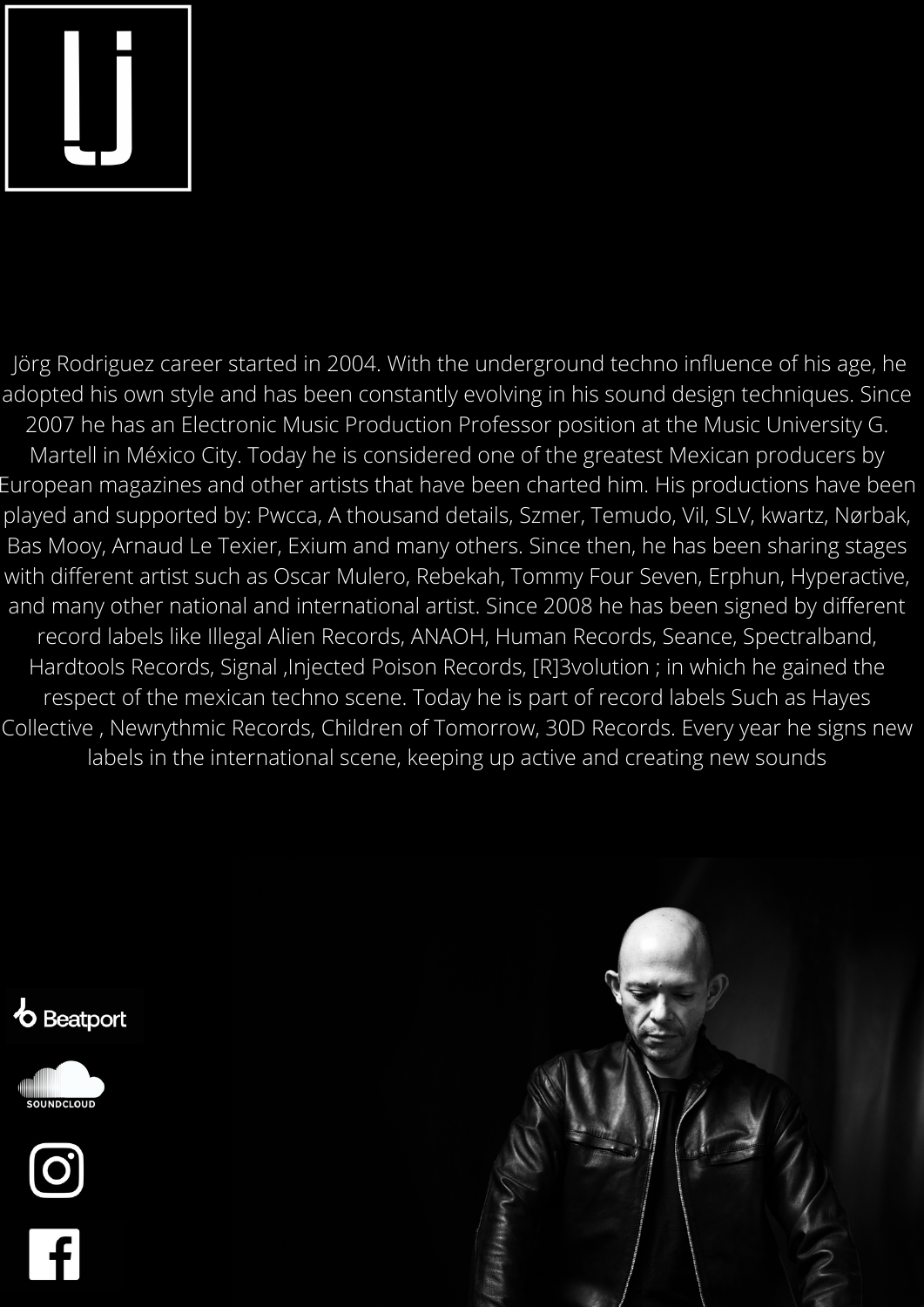Lj

Jörg Rodriguez career started in 2004. With the underground techno influence of his age, he adopted his own style and has been constantly evolving in his sound design techniques. Since 2007 he has an Electronic Music Production Professor position at the Music University G. Martell in México City. Today he is considered one of the greatest Mexican producers by European magazines and other artists that have been charted him. His productions have been played and supported by: Pwcca, A thousand details, Szmer, Temudo, Vil, SLV, kwartz, Nørbak, Bas Mooy, Arnaud Le Texier, Exium and many others. Since then, he has been sharing stages with different artist such as Oscar Mulero, Rebekah, Tommy Four Seven, Erphun, Hyperactive, and many other national and international artist. Since 2008 he has been signed by different record labels like Illegal Alien Records, ANAOH, Human Records, Seance, Spectralband, Hardtools Records, Signal ,Injected Poison Records, [R]3volution ; in which he gained the respect of the mexican techno scene. Today he is part of record labels Such as Hayes Collective , Newrythmic Records, Children of Tomorrow, 30D Records. Every year he signs new labels in the international scene, keeping up active and creating new sounds

Beatport

SOUNDCLOUD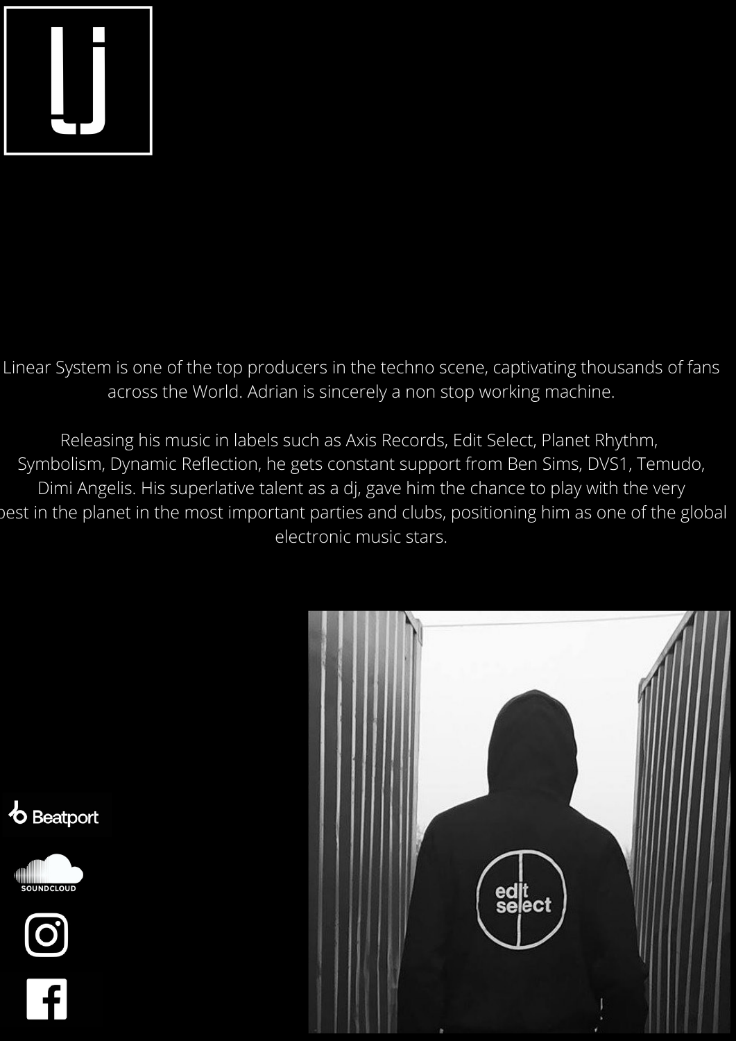Linear System is one of the top producers in the techno scene, captivating thousands of fans across the World. Adrian is sincerely a non stop working machine.

Releasing his music in labels such as Axis Records, Edit Select, Planet Rhythm, Symbolism, Dynamic Reflection, he gets constant support from Ben Sims, DVS1, Temudo, Dimi Angelis. His superlative talent as a dj, gave him the chance to play with the very best in the planet in the most important parties and clubs, positioning him as one of the global electronic music stars.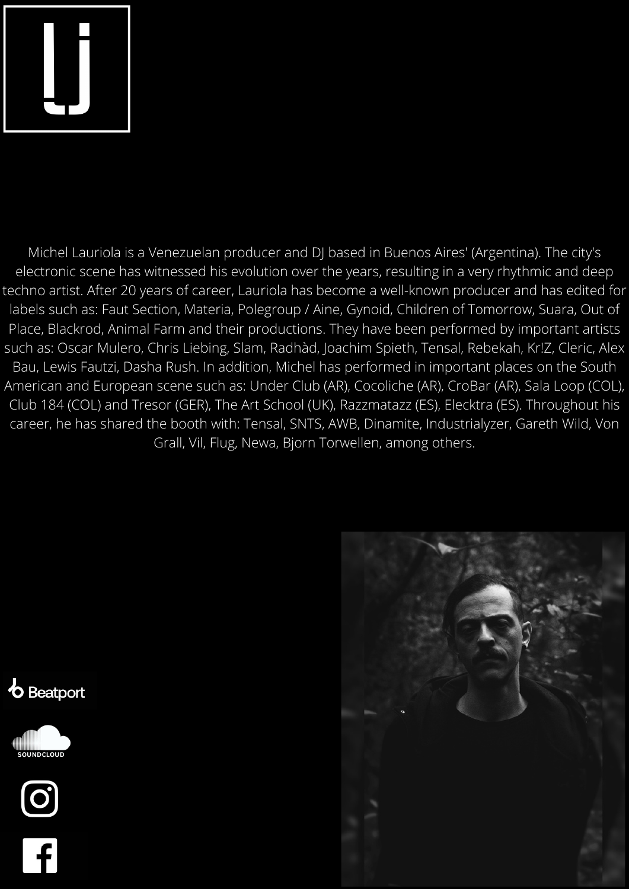LJ

Michel Lauriola is a Venezuelan producer and DJ based in Buenos Aires' (Argentina). The city's electronic scene has witnessed his evolution over the years, resulting in a very rhythmic and deep techno artist. After 20 years of career, Lauriola has become a well-known producer and has edited for labels such as: Faut Section, Materia, Polegroup / Aine, Gynoid, Children of Tomorrow, Suara, Out of Place, Blackrod, Animal Farm and their productions. They have been performed by important artists such as: Oscar Mulero, Chris Liebing, Slam, Radhàd, Joachim Spieth, Tensal, Rebekah, Kr!Z, Cleric, Alex Bau, Lewis Fautzi, Dasha Rush. In addition, Michel has performed in important places on the South American and European scene such as: Under Club (AR), Cocoliche (AR), CroBar (AR), Sala Loop (COL), Club 184 (COL) and Tresor (GER), The Art School (UK), Razzmatazz (ES), Elecktra (ES). Throughout his career, he has shared the booth with: Tensal, SNTS, AWB, Dinamite, Industrialyzer, Gareth Wild, Von Grall, Vil, Flug, Newa, Bjorn Torwellen, among others.

Beatport

SOUNDCLOUD